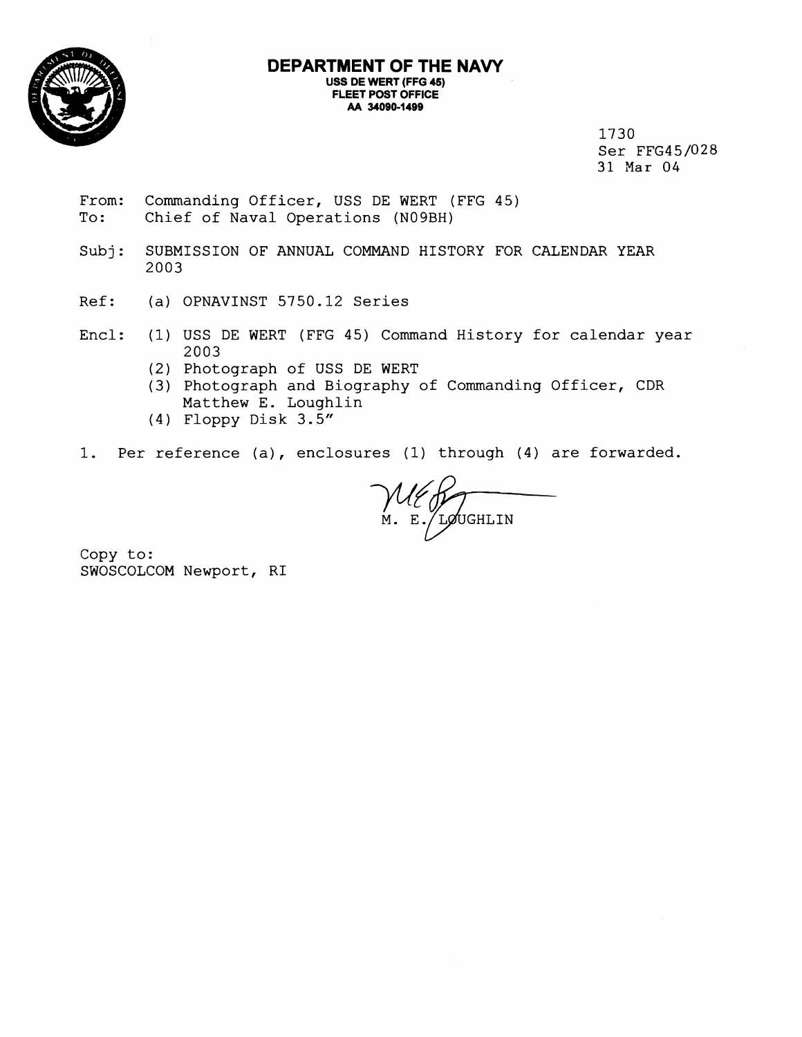# DEPARTMENT OF THE NAVY

**USS DE WERT (FFG 45)**
**FLEET POST OFFICE**
**AA 34090-1499**

1730
Ser FFG45/028
31 Mar 04

From: Commanding Officer, USS DE WERT (FFG 45)
To: Chief of Naval Operations (N09BH)

Subj: SUBMISSION OF ANNUAL COMMAND HISTORY FOR CALENDAR YEAR 2003

Ref: (a) OPNAVINST 5750.12 Series

Encl: (1) USS DE WERT (FFG 45) Command History for calendar year 2003
(2) Photograph of USS DE WERT
(3) Photograph and Biography of Commanding Officer, CDR Matthew E. Loughlin
(4) Floppy Disk 3.5"

1. Per reference (a), enclosures (1) through (4) are forwarded.

M. E. LOUGHLIN

Copy to:
SWOSCOLCOM Newport, RI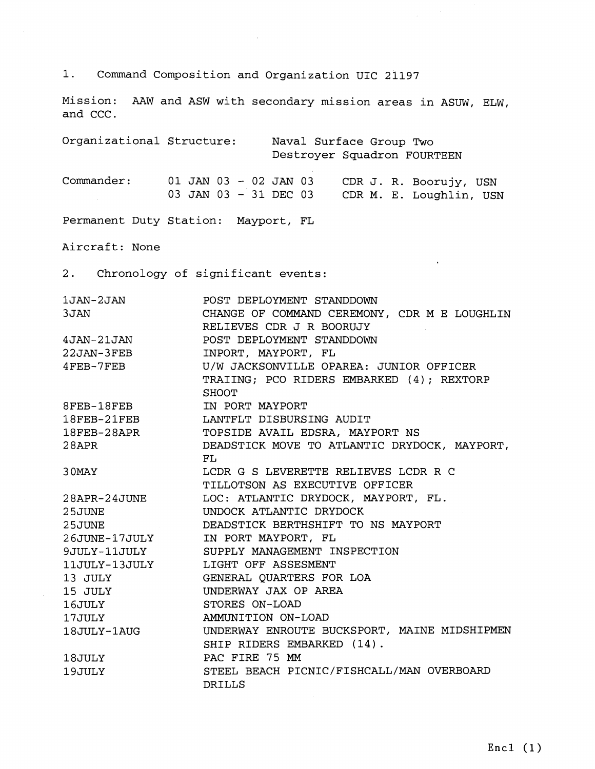1. Command Composition and Organization UIC 21197

Mission: AAW and ASW with secondary mission areas in ASUW, ELW, and CCC.

| | |
|---|---|
| Organizational Structure: | Naval Surface Group Two<br>Destroyer Squadron FOURTEEN |

| | | |
|---|---|---|
| Commander: | 01 JAN 03 - 02 JAN 03 | CDR J. R. Boorujy, USN |
| | 03 JAN 03 - 31 DEC 03 | CDR M. E. Loughlin, USN |

Permanent Duty Station: Mayport, FL

Aircraft: None

2. Chronology of significant events:

| | |
|---|---|
| 1JAN-2JAN | POST DEPLOYMENT STANDDOWN |
| 3JAN | CHANGE OF COMMAND CEREMONY, CDR M E LOUGHLIN RELIEVES CDR J R BOORUJY |
| 4JAN-21JAN | POST DEPLOYMENT STANDDOWN |
| 22JAN-3FEB | INPORT, MAYPORT, FL |
| 4FEB-7FEB | U/W JACKSONVILLE OPAREA: JUNIOR OFFICER TRAIING; PCO RIDERS EMBARKED (4); REXTORP SHOOT |
| 8FEB-18FEB | IN PORT MAYPORT |
| 18FEB-21FEB | LANTFLT DISBURSING AUDIT |
| 18FEB-28APR | TOPSIDE AVAIL EDSRA, MAYPORT NS |
| 28APR | DEADSTICK MOVE TO ATLANTIC DRYDOCK, MAYPORT, FL |
| 30MAY | LCDR G S LEVERETTE RELIEVES LCDR R C TILLOTSON AS EXECUTIVE OFFICER |
| 28APR-24JUNE | LOC: ATLANTIC DRYDOCK, MAYPORT, FL. |
| 25JUNE | UNDOCK ATLANTIC DRYDOCK |
| 25JUNE | DEADSTICK BERTHSHIFT TO NS MAYPORT |
| 26JUNE-17JULY | IN PORT MAYPORT, FL |
| 9JULY-11JULY | SUPPLY MANAGEMENT INSPECTION |
| 11JULY-13JULY | LIGHT OFF ASSESMENT |
| 13 JULY | GENERAL QUARTERS FOR LOA |
| 15 JULY | UNDERWAY JAX OP AREA |
| 16JULY | STORES ON-LOAD |
| 17JULY | AMMUNITION ON-LOAD |
| 18JULY-1AUG | UNDERWAY ENROUTE BUCKSPORT, MAINE MIDSHIPMEN SHIP RIDERS EMBARKED (14). |
| 18JULY | PAC FIRE 75 MM |
| 19JULY | STEEL BEACH PICNIC/FISHCALL/MAN OVERBOARD DRILLS |

Encl (1)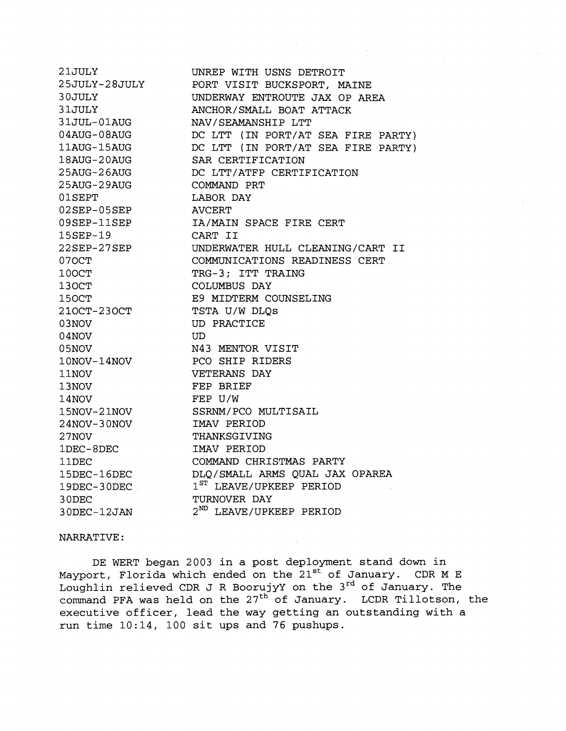| | |
|---|---|
| 21JULY | UNREP WITH USNS DETROIT |
| 25JULY-28JULY | PORT VISIT BUCKSPORT, MAINE |
| 30JULY | UNDERWAY ENTROUTE JAX OP AREA |
| 31JULY | ANCHOR/SMALL BOAT ATTACK |
| 31JUL-01AUG | NAV/SEAMANSHIP LTT |
| 04AUG-08AUG | DC LTT (IN PORT/AT SEA FIRE PARTY) |
| 11AUG-15AUG | DC LTT (IN PORT/AT SEA FIRE PARTY) |
| 18AUG-20AUG | SAR CERTIFICATION |
| 25AUG-26AUG | DC LTT/ATFP CERTIFICATION |
| 25AUG-29AUG | COMMAND PRT |
| 01SEPT | LABOR DAY |
| 02SEP-05SEP | AVCERT |
| 09SEP-11SEP | IA/MAIN SPACE FIRE CERT |
| 15SEP-19 | CART II |
| 22SEP-27SEP | UNDERWATER HULL CLEANING/CART II |
| 07OCT | COMMUNICATIONS READINESS CERT |
| 10OCT | TRG-3; ITT TRAING |
| 13OCT | COLUMBUS DAY |
| 15OCT | E9 MIDTERM COUNSELING |
| 21OCT-23OCT | TSTA U/W DLQs |
| 03NOV | UD PRACTICE |
| 04NOV | UD |
| 05NOV | N43 MENTOR VISIT |
| 10NOV-14NOV | PCO SHIP RIDERS |
| 11NOV | VETERANS DAY |
| 13NOV | FEP BRIEF |
| 14NOV | FEP U/W |
| 15NOV-21NOV | SSRNM/PCO MULTISAIL |
| 24NOV-30NOV | IMAV PERIOD |
| 27NOV | THANKSGIVING |
| 1DEC-8DEC | IMAV PERIOD |
| 11DEC | COMMAND CHRISTMAS PARTY |
| 15DEC-16DEC | DLQ/SMALL ARMS QUAL JAX OPAREA |
| 19DEC-30DEC | 1ST LEAVE/UPKEEP PERIOD |
| 30DEC | TURNOVER DAY |
| 30DEC-12JAN | 2ND LEAVE/UPKEEP PERIOD |

NARRATIVE:

DE WERT began 2003 in a post deployment stand down in Mayport, Florida which ended on the 21st of January. CDR M E Loughlin relieved CDR J R BoorujyY on the 3rd of January. The command PFA was held on the 27th of January. LCDR Tillotson, the executive officer, lead the way getting an outstanding with a run time 10:14, 100 sit ups and 76 pushups.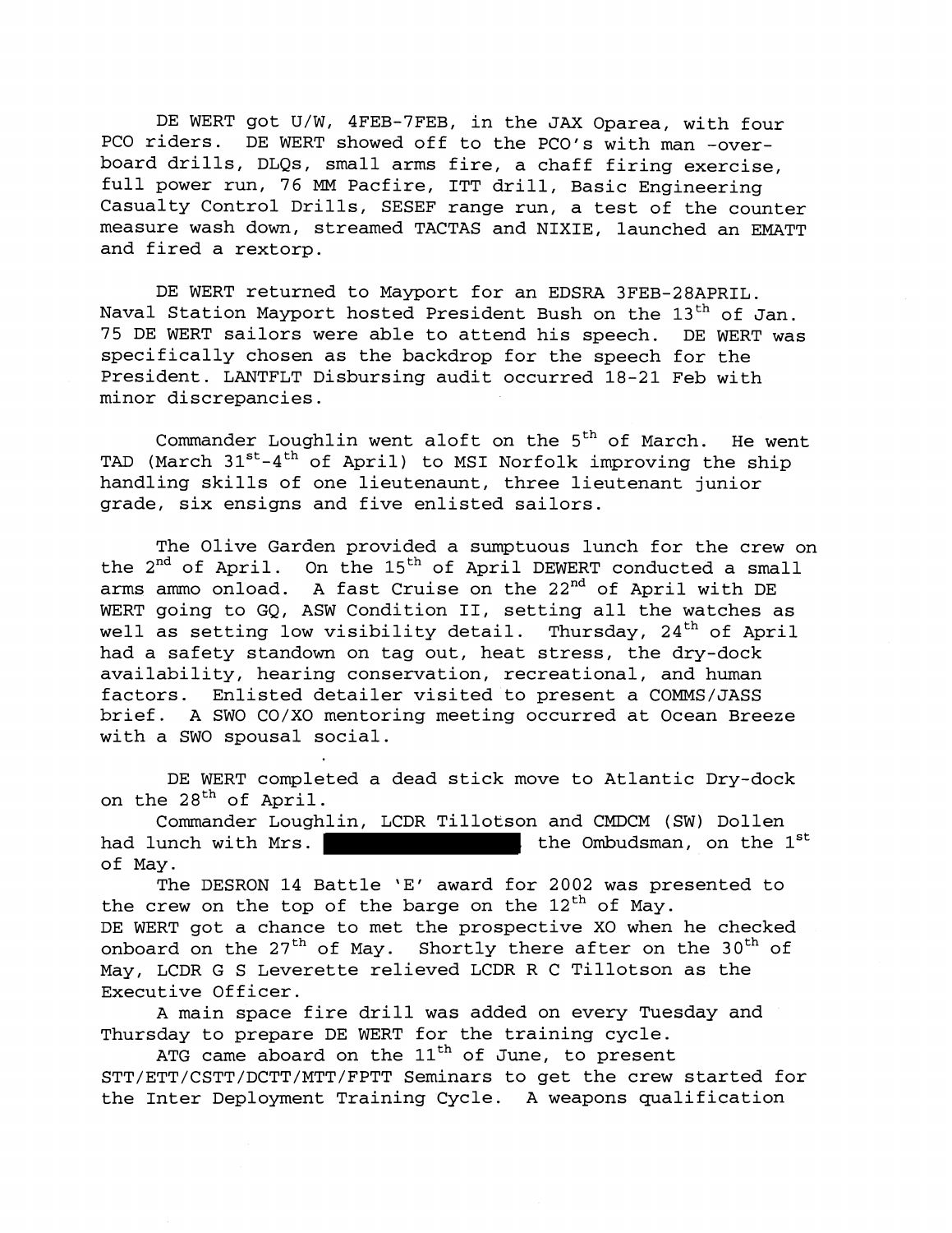DE WERT got U/W, 4FEB-7FEB, in the JAX Oparea, with four PCO riders. DE WERT showed off to the PCO's with man -over-board drills, DLQs, small arms fire, a chaff firing exercise, full power run, 76 MM Pacfire, ITT drill, Basic Engineering Casualty Control Drills, SESEF range run, a test of the counter measure wash down, streamed TACTAS and NIXIE, launched an EMATT and fired a rextorp.

DE WERT returned to Mayport for an EDSRA 3FEB-28APRIL. Naval Station Mayport hosted President Bush on the 13th of Jan. 75 DE WERT sailors were able to attend his speech. DE WERT was specifically chosen as the backdrop for the speech for the President. LANTFLT Disbursing audit occurred 18-21 Feb with minor discrepancies.

Commander Loughlin went aloft on the 5th of March. He went TAD (March 31st-4th of April) to MSI Norfolk improving the ship handling skills of one lieutenaunt, three lieutenant junior grade, six ensigns and five enlisted sailors.

The Olive Garden provided a sumptuous lunch for the crew on the 2nd of April. On the 15th of April DEWERT conducted a small arms ammo onload. A fast Cruise on the 22nd of April with DE WERT going to GQ, ASW Condition II, setting all the watches as well as setting low visibility detail. Thursday, 24th of April had a safety standown on tag out, heat stress, the dry-dock availability, hearing conservation, recreational, and human factors. Enlisted detailer visited to present a COMMS/JASS brief. A SWO CO/XO mentoring meeting occurred at Ocean Breeze with a SWO spousal social.

DE WERT completed a dead stick move to Atlantic Dry-dock on the 28th of April.

Commander Loughlin, LCDR Tillotson and CMDCM (SW) Dollen had lunch with Mrs. [REDACTED] the Ombudsman, on the 1st of May.

The DESRON 14 Battle 'E' award for 2002 was presented to the crew on the top of the barge on the 12th of May.

DE WERT got a chance to met the prospective XO when he checked onboard on the 27th of May. Shortly there after on the 30th of May, LCDR G S Leverette relieved LCDR R C Tillotson as the Executive Officer.

A main space fire drill was added on every Tuesday and Thursday to prepare DE WERT for the training cycle.

ATG came aboard on the 11th of June, to present STT/ETT/CSTT/DCTT/MTT/FPTT Seminars to get the crew started for the Inter Deployment Training Cycle. A weapons qualification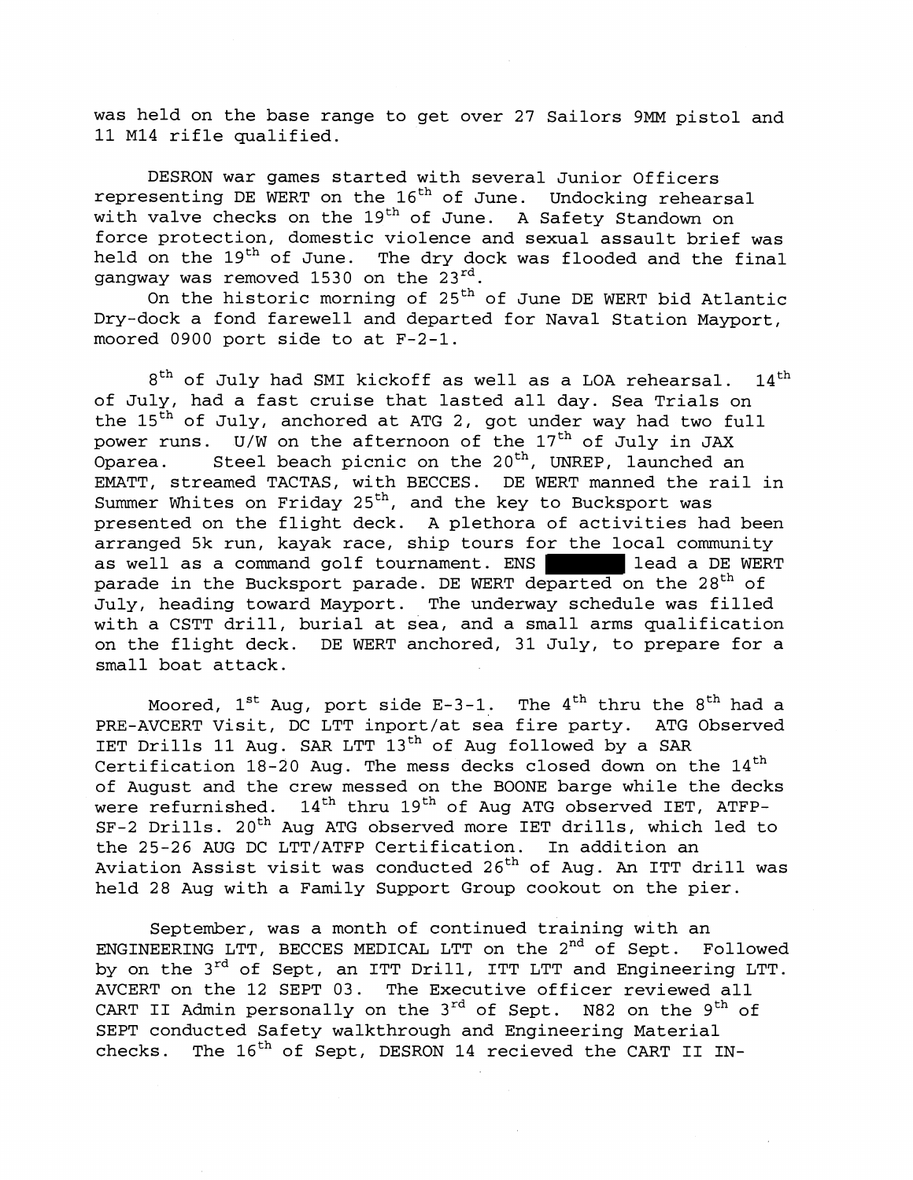was held on the base range to get over 27 Sailors 9MM pistol and 11 M14 rifle qualified.

DESRON war games started with several Junior Officers representing DE WERT on the 16th of June. Undocking rehearsal with valve checks on the 19th of June. A Safety Standown on force protection, domestic violence and sexual assault brief was held on the 19th of June. The dry dock was flooded and the final gangway was removed 1530 on the 23rd.

On the historic morning of 25th of June DE WERT bid Atlantic Dry-dock a fond farewell and departed for Naval Station Mayport, moored 0900 port side to at F-2-1.

8th of July had SMI kickoff as well as a LOA rehearsal. 14th of July, had a fast cruise that lasted all day. Sea Trials on the 15th of July, anchored at ATG 2, got under way had two full power runs. U/W on the afternoon of the 17th of July in JAX Oparea. Steel beach picnic on the 20th, UNREP, launched an EMATT, streamed TACTAS, with BECCES. DE WERT manned the rail in Summer Whites on Friday 25th, and the key to Bucksport was presented on the flight deck. A plethora of activities had been arranged 5k run, kayak race, ship tours for the local community as well as a command golf tournament. ENS ██████ lead a DE WERT parade in the Bucksport parade. DE WERT departed on the 28th of July, heading toward Mayport. The underway schedule was filled with a CSTT drill, burial at sea, and a small arms qualification on the flight deck. DE WERT anchored, 31 July, to prepare for a small boat attack.

Moored, 1st Aug, port side E-3-1. The 4th thru the 8th had a PRE-AVCERT Visit, DC LTT inport/at sea fire party. ATG Observed IET Drills 11 Aug. SAR LTT 13th of Aug followed by a SAR Certification 18-20 Aug. The mess decks closed down on the 14th of August and the crew messed on the BOONE barge while the decks were refurnished. 14th thru 19th of Aug ATG observed IET, ATFP-SF-2 Drills. 20th Aug ATG observed more IET drills, which led to the 25-26 AUG DC LTT/ATFP Certification. In addition an Aviation Assist visit was conducted 26th of Aug. An ITT drill was held 28 Aug with a Family Support Group cookout on the pier.

September, was a month of continued training with an ENGINEERING LTT, BECCES MEDICAL LTT on the 2nd of Sept. Followed by on the 3rd of Sept, an ITT Drill, ITT LTT and Engineering LTT. AVCERT on the 12 SEPT 03. The Executive officer reviewed all CART II Admin personally on the 3rd of Sept. N82 on the 9th of SEPT conducted Safety walkthrough and Engineering Material checks. The 16th of Sept, DESRON 14 recieved the CART II IN-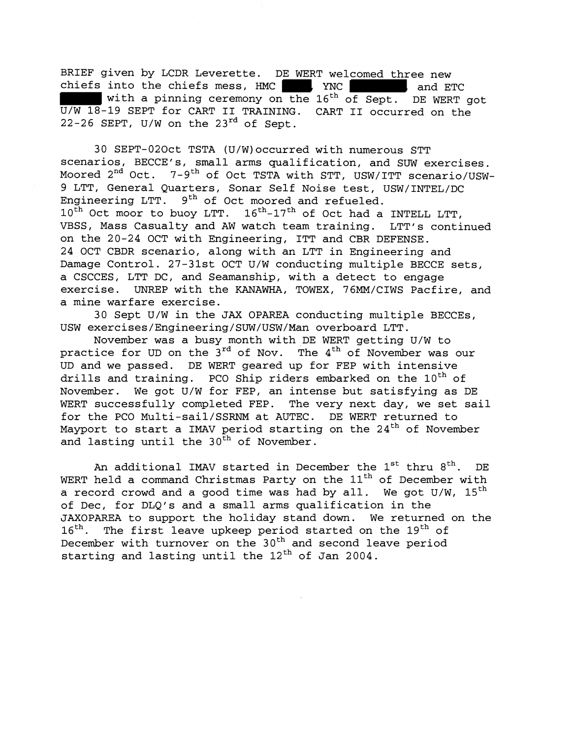BRIEF given by LCDR Leverette. DE WERT welcomed three new chiefs into the chiefs mess, HMC ████, YNC ████████, and ETC ██████ with a pinning ceremony on the 16th of Sept. DE WERT got U/W 18-19 SEPT for CART II TRAINING. CART II occurred on the 22-26 SEPT, U/W on the 23rd of Sept.

30 SEPT-02Oct TSTA (U/W)occurred with numerous STT scenarios, BECCE's, small arms qualification, and SUW exercises. Moored 2nd Oct. 7-9th of Oct TSTA with STT, USW/ITT scenario/USW-9 LTT, General Quarters, Sonar Self Noise test, USW/INTEL/DC Engineering LTT. 9th of Oct moored and refueled. 10th Oct moor to buoy LTT. 16th-17th of Oct had a INTELL LTT, VBSS, Mass Casualty and AW watch team training. LTT's continued on the 20-24 OCT with Engineering, ITT and CBR DEFENSE. 24 OCT CBDR scenario, along with an LTT in Engineering and Damage Control. 27-31st OCT U/W conducting multiple BECCE sets, a CSCCES, LTT DC, and Seamanship, with a detect to engage exercise. UNREP with the KANAWHA, TOWEX, 76MM/CIWS Pacfire, and a mine warfare exercise.

30 Sept U/W in the JAX OPAREA conducting multiple BECCEs, USW exercises/Engineering/SUW/USW/Man overboard LTT.

November was a busy month with DE WERT getting U/W to practice for UD on the 3rd of Nov. The 4th of November was our UD and we passed. DE WERT geared up for FEP with intensive drills and training. PCO Ship riders embarked on the 10th of November. We got U/W for FEP, an intense but satisfying as DE WERT successfully completed FEP. The very next day, we set sail for the PCO Multi-sail/SSRNM at AUTEC. DE WERT returned to Mayport to start a IMAV period starting on the 24th of November and lasting until the 30th of November.

An additional IMAV started in December the 1st thru 8th. DE WERT held a command Christmas Party on the 11th of December with a record crowd and a good time was had by all. We got U/W, 15th of Dec, for DLQ's and a small arms qualification in the JAXOPAREA to support the holiday stand down. We returned on the 16th. The first leave upkeep period started on the 19th of December with turnover on the 30th and second leave period starting and lasting until the 12th of Jan 2004.